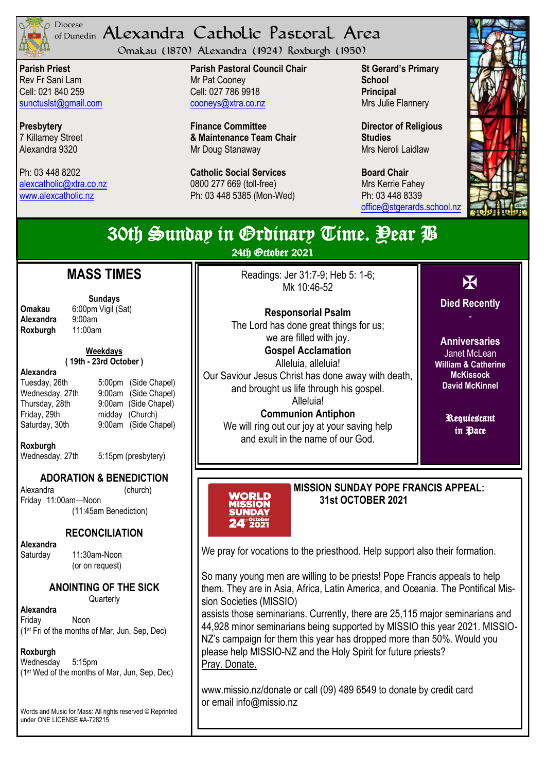Diocese of Dunedin

# Alexandra Catholic Pastoral Area

Omakau (1870) Alexandra (1924) Roxburgh (1950)

**Parish Priest**
Rev Fr Sani Lam
Cell: 021 840 259
sunctuslst@gmail.com

**Presbytery**
7 Killarney Street
Alexandra 9320

Ph: 03 448 8202
alexcatholic@xtra.co.nz
www.alexcatholic.nz

**Parish Pastoral Council Chair**
Mr Pat Cooney
Cell: 027 786 9918
cooneys@xtra.co.nz

**Finance Committee & Maintenance Team Chair**
Mr Doug Stanaway

**Catholic Social Services**
0800 277 669 (toll-free)
Ph: 03 448 5385 (Mon-Wed)

**St Gerard's Primary School Principal**
Mrs Julie Flannery

**Director of Religious Studies**
Mrs Neroli Laidlaw

**Board Chair**
Mrs Kerrie Fahey
Ph: 03 448 8339
office@stgerards.school.nz

## 30th Sunday in Ordinary Time. Year B

24th October 2021

## MASS TIMES

**Sundays**

| | |
|---|---|
| **Omakau** | 6:00pm Vigil (Sat) |
| **Alexandra** | 9:00am |
| **Roxburgh** | 11:00am |

**Weekdays**
**( 19th - 23rd October )**

**Alexandra**

| | | |
|---|---|---|
| Tuesday, 26th | 5:00pm | (Side Chapel) |
| Wednesday, 27th | 9:00am | (Side Chapel) |
| Thursday, 28th | 9:00am | (Side Chapel) |
| Friday, 29th | midday | (Church) |
| Saturday, 30th | 9:00am | (Side Chapel) |

**Roxburgh**
Wednesday, 27th 5:15pm (presbytery)

### ADORATION & BENEDICTION

Alexandra (church)
Friday 11:00am—Noon
(11:45am Benediction)

### RECONCILIATION

**Alexandra**
Saturday 11:30am-Noon
(or on request)

### ANOINTING OF THE SICK

Quarterly

**Alexandra**
Friday Noon
(1st Fri of the months of Mar, Jun, Sep, Dec)

**Roxburgh**
Wednesday 5:15pm
(1st Wed of the months of Mar, Jun, Sep, Dec)

Words and Music for Mass: All rights reserved © Reprinted under ONE LICENSE #A-728215

Readings: Jer 31:7-9; Heb 5: 1-6; Mk 10:46-52

**Responsorial Psalm**
The Lord has done great things for us;
we are filled with joy.

**Gospel Acclamation**
Alleluia, alleluia!
Our Saviour Jesus Christ has done away with death,
and brought us life through his gospel.
Alleluia!

**Communion Antiphon**
We will ring out our joy at your saving help
and exult in the name of our God.

✠

**Died Recently**

-

**Anniversaries**
Janet McLean
**William & Catherine McKissock**
**David McKinnel**

**Requiescant in Pace**

WORLD MISSION SUNDAY 24th October 2021

### MISSION SUNDAY POPE FRANCIS APPEAL: 31st OCTOBER 2021

We pray for vocations to the priesthood. Help support also their formation.

So many young men are willing to be priests! Pope Francis appeals to help them. They are in Asia, Africa, Latin America, and Oceania. The Pontifical Mission Societies (MISSIO)
assists those seminarians. Currently, there are 25,115 major seminarians and 44,928 minor seminarians being supported by MISSIO this year 2021. MISSIO-NZ's campaign for them this year has dropped more than 50%. Would you please help MISSIO-NZ and the Holy Spirit for future priests?
Pray. Donate.

www.missio.nz/donate or call (09) 489 6549 to donate by credit card or email info@missio.nz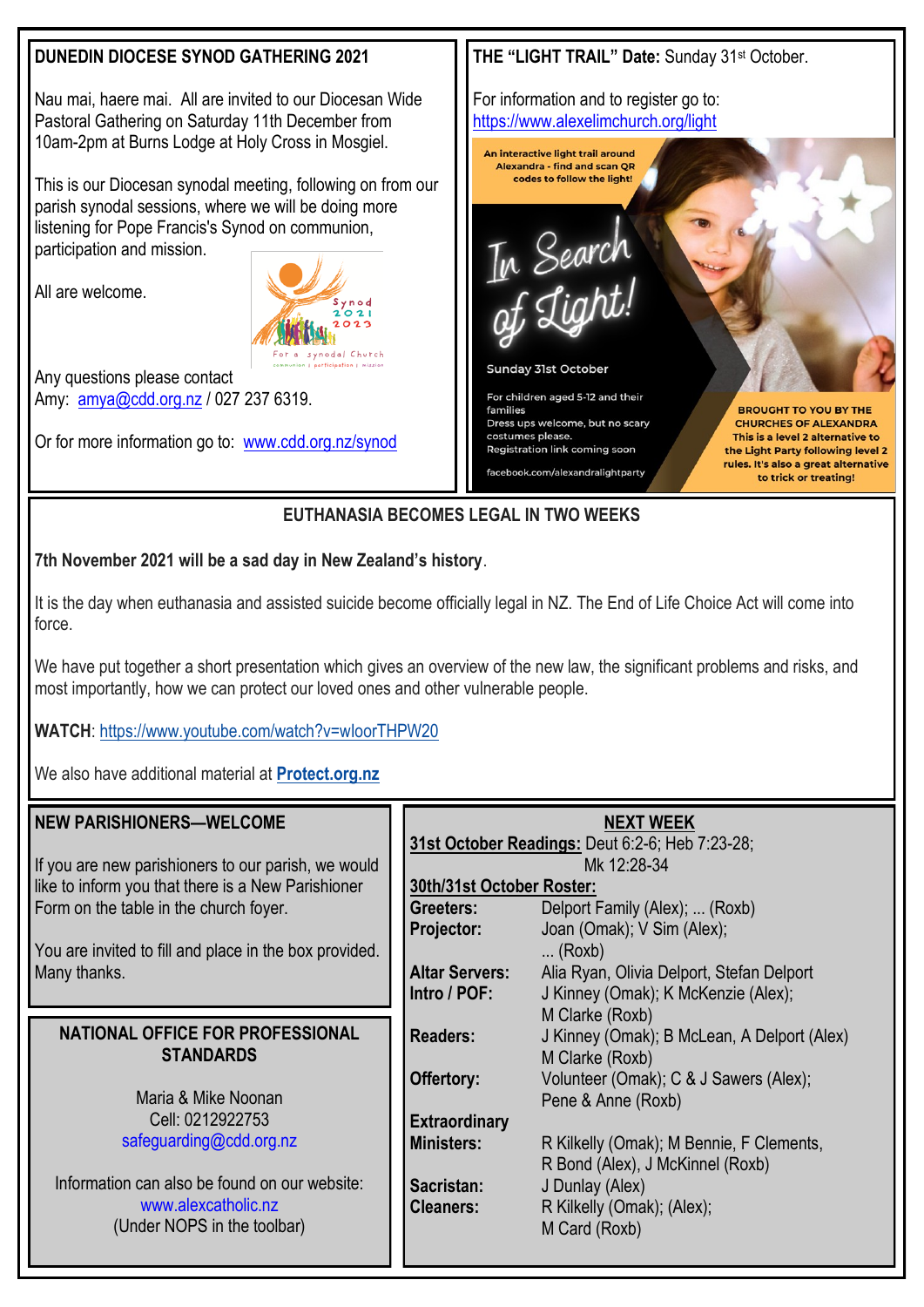## DUNEDIN DIOCESE SYNOD GATHERING 2021

Nau mai, haere mai. All are invited to our Diocesan Wide Pastoral Gathering on Saturday 11th December from 10am-2pm at Burns Lodge at Holy Cross in Mosgiel.

This is our Diocesan synodal meeting, following on from our parish synodal sessions, where we will be doing more listening for Pope Francis's Synod on communion, participation and mission.

All are welcome.

Synod 2021 2023
For a synodal Church
communion | participation | mission

Any questions please contact Amy: amya@cdd.org.nz / 027 237 6319.

Or for more information go to: www.cdd.org.nz/synod

## THE "LIGHT TRAIL" Date: Sunday 31st October.

For information and to register go to: https://www.alexelimchurch.org/light

An interactive light trail around Alexandra - find and scan QR codes to follow the light!

In Search of Light!

Sunday 31st October

For children aged 5-12 and their families
Dress ups welcome, but no scary costumes please.
Registration link coming soon

facebook.com/alexandralightparty

BROUGHT TO YOU BY THE CHURCHES OF ALEXANDRA
This is a level 2 alternative to the Light Party following level 2 rules. It's also a great alternative to trick or treating!

## EUTHANASIA BECOMES LEGAL IN TWO WEEKS

**7th November 2021 will be a sad day in New Zealand's history**.

It is the day when euthanasia and assisted suicide become officially legal in NZ. The End of Life Choice Act will come into force.

We have put together a short presentation which gives an overview of the new law, the significant problems and risks, and most importantly, how we can protect our loved ones and other vulnerable people.

**WATCH**: https://www.youtube.com/watch?v=wloorTHPW20

We also have additional material at **Protect.org.nz**

## NEW PARISHIONERS—WELCOME

If you are new parishioners to our parish, we would like to inform you that there is a New Parishioner Form on the table in the church foyer.

You are invited to fill and place in the box provided. Many thanks.

## NATIONAL OFFICE FOR PROFESSIONAL STANDARDS

Maria & Mike Noonan
Cell: 0212922753
safeguarding@cdd.org.nz

Information can also be found on our website:
www.alexcatholic.nz
(Under NOPS in the toolbar)

## NEXT WEEK

**31st October Readings:** Deut 6:2-6; Heb 7:23-28; Mk 12:28-34

**30th/31st October Roster:**

| | |
|---|---|
| **Greeters:** | Delport Family (Alex); ... (Roxb) |
| **Projector:** | Joan (Omak); V Sim (Alex); ... (Roxb) |
| **Altar Servers:** | Alia Ryan, Olivia Delport, Stefan Delport |
| **Intro / POF:** | J Kinney (Omak); K McKenzie (Alex); M Clarke (Roxb) |
| **Readers:** | J Kinney (Omak); B McLean, A Delport (Alex) M Clarke (Roxb) |
| **Offertory:** | Volunteer (Omak); C & J Sawers (Alex); Pene & Anne (Roxb) |
| **Extraordinary Ministers:** | R Kilkelly (Omak); M Bennie, F Clements, R Bond (Alex), J McKinnel (Roxb) |
| **Sacristan:** | J Dunlay (Alex) |
| **Cleaners:** | R Kilkelly (Omak); (Alex); M Card (Roxb) |